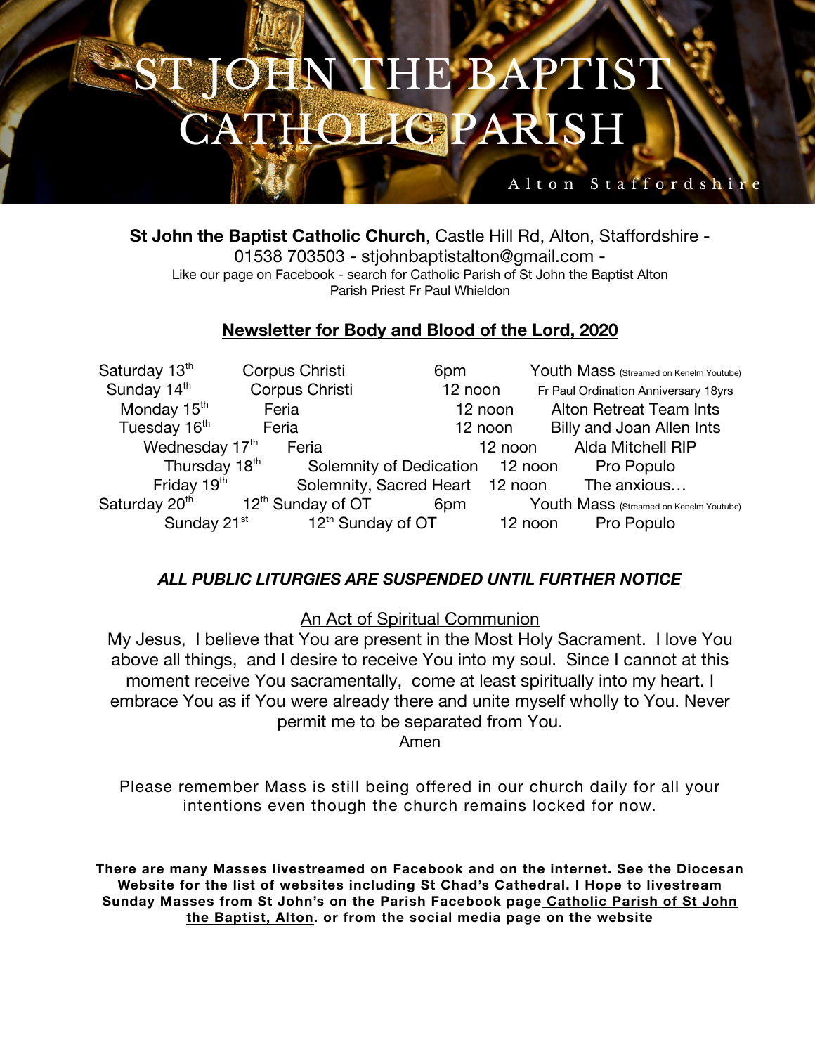# ST JOHN THE BAPTIST CATHOLIC PARISH

Alton Staffordshire

**St John the Baptist Catholic Church**, Castle Hill Rd, Alton, Staffordshire - 01538 703503 - stjohnbaptistalton@gmail.com -
Like our page on Facebook - search for Catholic Parish of St John the Baptist Alton
Parish Priest Fr Paul Whieldon

## Newsletter for Body and Blood of the Lord, 2020

| | | | |
|---|---|---|---|
| Saturday 13th | Corpus Christi | 6pm | Youth Mass (Streamed on Kenelm Youtube) |
| Sunday 14th | Corpus Christi | 12 noon | Fr Paul Ordination Anniversary 18yrs |
| Monday 15th | Feria | 12 noon | Alton Retreat Team Ints |
| Tuesday 16th | Feria | 12 noon | Billy and Joan Allen Ints |
| Wednesday 17th | Feria | 12 noon | Alda Mitchell RIP |
| Thursday 18th | Solemnity of Dedication | 12 noon | Pro Populo |
| Friday 19th | Solemnity, Sacred Heart | 12 noon | The anxious… |
| Saturday 20th | 12th Sunday of OT | 6pm | Youth Mass (Streamed on Kenelm Youtube) |
| Sunday 21st | 12th Sunday of OT | 12 noon | Pro Populo |

***ALL PUBLIC LITURGIES ARE SUSPENDED UNTIL FURTHER NOTICE***

An Act of Spiritual Communion

My Jesus, I believe that You are present in the Most Holy Sacrament. I love You above all things, and I desire to receive You into my soul. Since I cannot at this moment receive You sacramentally, come at least spiritually into my heart. I embrace You as if You were already there and unite myself wholly to You. Never permit me to be separated from You.
Amen

Please remember Mass is still being offered in our church daily for all your intentions even though the church remains locked for now.

**There are many Masses livestreamed on Facebook and on the internet. See the Diocesan Website for the list of websites including St Chad's Cathedral. I Hope to livestream Sunday Masses from St John's on the Parish Facebook page Catholic Parish of St John the Baptist, Alton. or from the social media page on the website**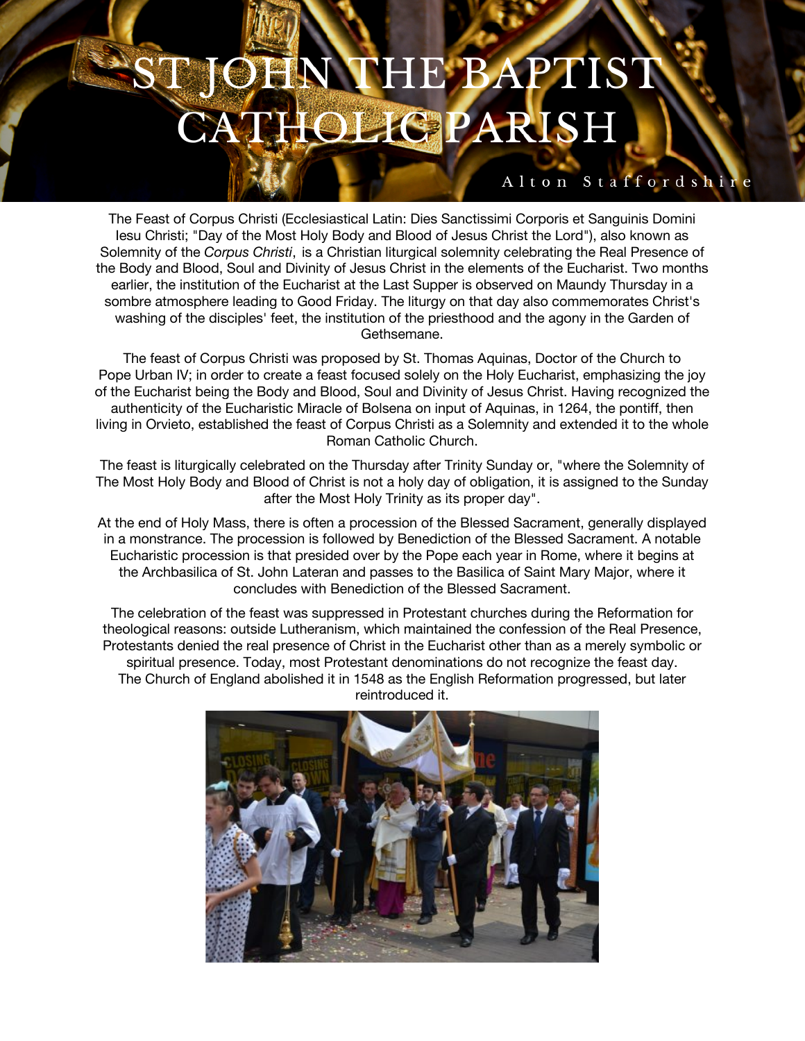# ST JOHN THE BAPTIST CATHOLIC PARISH

Alton Staffordshire

The Feast of Corpus Christi (Ecclesiastical Latin: Dies Sanctissimi Corporis et Sanguinis Domini Iesu Christi; "Day of the Most Holy Body and Blood of Jesus Christ the Lord"), also known as Solemnity of the *Corpus Christi*, is a Christian liturgical solemnity celebrating the Real Presence of the Body and Blood, Soul and Divinity of Jesus Christ in the elements of the Eucharist. Two months earlier, the institution of the Eucharist at the Last Supper is observed on Maundy Thursday in a sombre atmosphere leading to Good Friday. The liturgy on that day also commemorates Christ's washing of the disciples' feet, the institution of the priesthood and the agony in the Garden of Gethsemane.

The feast of Corpus Christi was proposed by St. Thomas Aquinas, Doctor of the Church to Pope Urban IV; in order to create a feast focused solely on the Holy Eucharist, emphasizing the joy of the Eucharist being the Body and Blood, Soul and Divinity of Jesus Christ. Having recognized the authenticity of the Eucharistic Miracle of Bolsena on input of Aquinas, in 1264, the pontiff, then living in Orvieto, established the feast of Corpus Christi as a Solemnity and extended it to the whole Roman Catholic Church.

The feast is liturgically celebrated on the Thursday after Trinity Sunday or, "where the Solemnity of The Most Holy Body and Blood of Christ is not a holy day of obligation, it is assigned to the Sunday after the Most Holy Trinity as its proper day".

At the end of Holy Mass, there is often a procession of the Blessed Sacrament, generally displayed in a monstrance. The procession is followed by Benediction of the Blessed Sacrament. A notable Eucharistic procession is that presided over by the Pope each year in Rome, where it begins at the Archbasilica of St. John Lateran and passes to the Basilica of Saint Mary Major, where it concludes with Benediction of the Blessed Sacrament.

The celebration of the feast was suppressed in Protestant churches during the Reformation for theological reasons: outside Lutheranism, which maintained the confession of the Real Presence, Protestants denied the real presence of Christ in the Eucharist other than as a merely symbolic or spiritual presence. Today, most Protestant denominations do not recognize the feast day. The Church of England abolished it in 1548 as the English Reformation progressed, but later reintroduced it.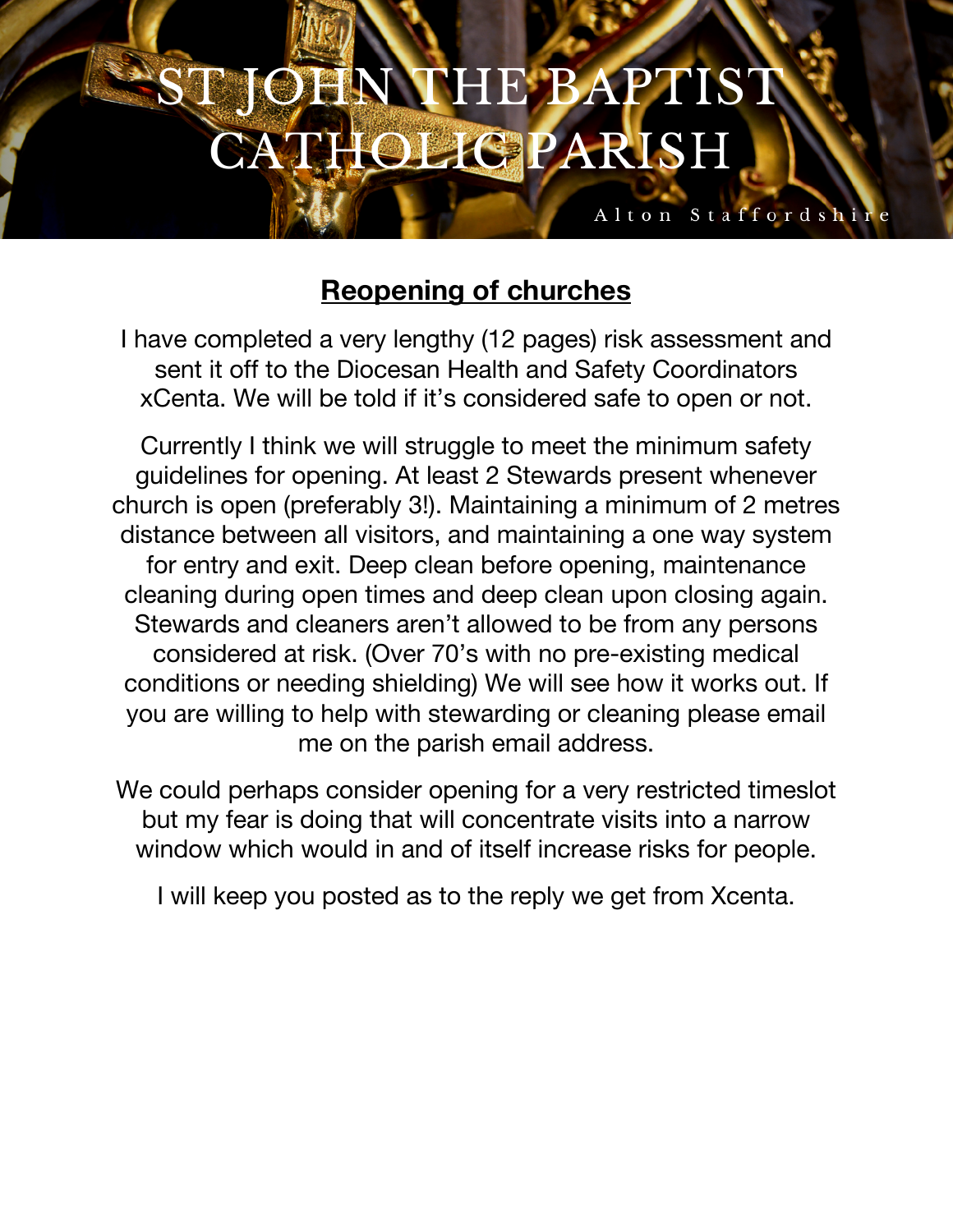# ST JOHN THE BAPTIST CATHOLIC PARISH

Alton Staffordshire

## Reopening of churches

I have completed a very lengthy (12 pages) risk assessment and sent it off to the Diocesan Health and Safety Coordinators xCenta. We will be told if it's considered safe to open or not.

Currently I think we will struggle to meet the minimum safety guidelines for opening. At least 2 Stewards present whenever church is open (preferably 3!). Maintaining a minimum of 2 metres distance between all visitors, and maintaining a one way system for entry and exit. Deep clean before opening, maintenance cleaning during open times and deep clean upon closing again. Stewards and cleaners aren't allowed to be from any persons considered at risk. (Over 70's with no pre-existing medical conditions or needing shielding) We will see how it works out. If you are willing to help with stewarding or cleaning please email me on the parish email address.

We could perhaps consider opening for a very restricted timeslot but my fear is doing that will concentrate visits into a narrow window which would in and of itself increase risks for people.

I will keep you posted as to the reply we get from Xcenta.